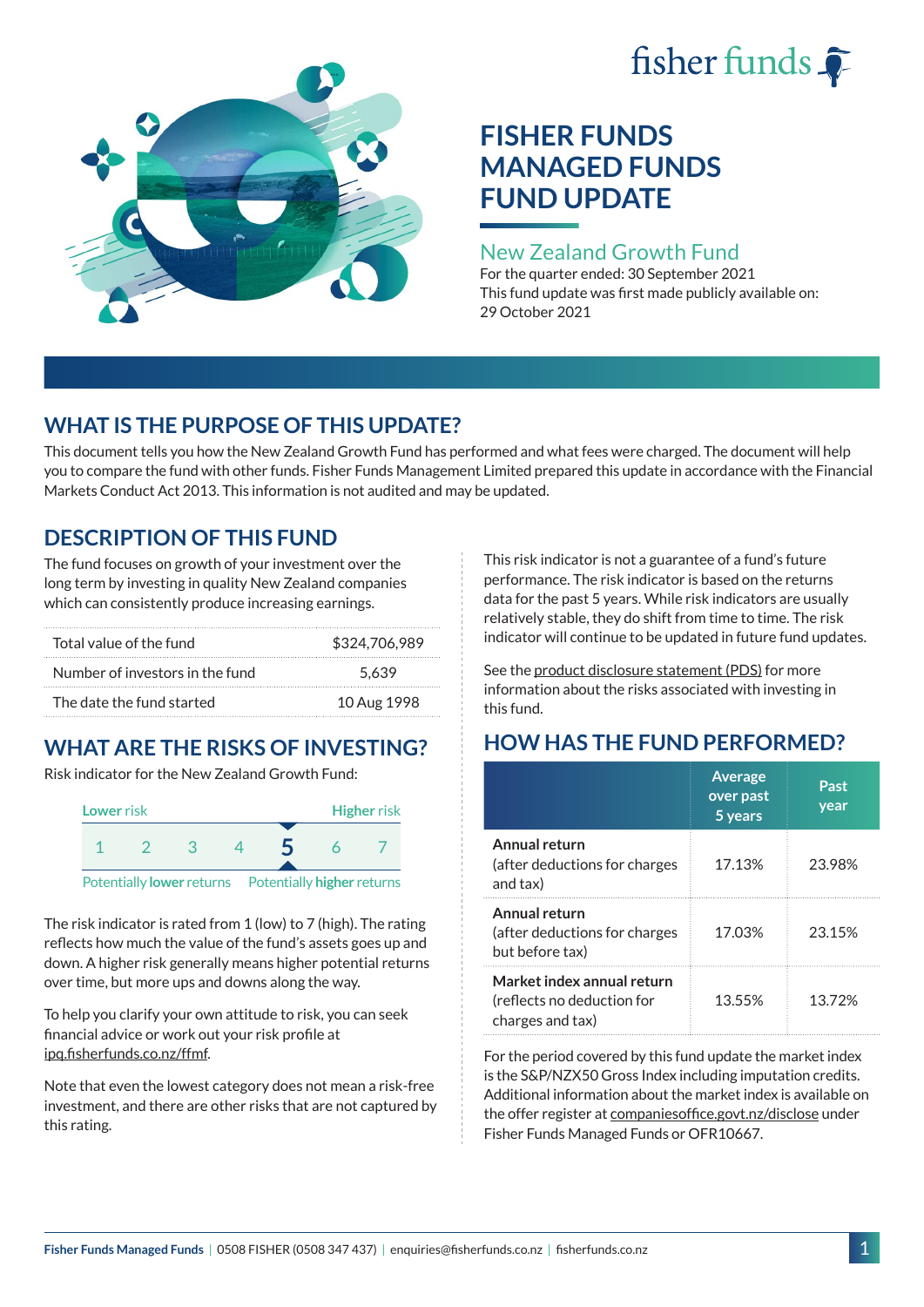# FISHER FUNDS MANAGED FUNDS FUND UPDATE

## New Zealand Growth Fund

For the quarter ended: 30 September 2021

This fund update was first made publicly available on: 29 October 2021

## WHAT IS THE PURPOSE OF THIS UPDATE?

This document tells you how the New Zealand Growth Fund has performed and what fees were charged. The document will help you to compare the fund with other funds. Fisher Funds Management Limited prepared this update in accordance with the Financial Markets Conduct Act 2013. This information is not audited and may be updated.

## DESCRIPTION OF THIS FUND

The fund focuses on growth of your investment over the long term by investing in quality New Zealand companies which can consistently produce increasing earnings.

| | |
|---|---|
| Total value of the fund | $324,706,989 |
| Number of investors in the fund | 5,639 |
| The date the fund started | 10 Aug 1998 |

## WHAT ARE THE RISKS OF INVESTING?

Risk indicator for the New Zealand Growth Fund:

| Lower risk | | | | | | Higher risk |
|---|---|---|---|---|---|---|
| 1 | 2 | 3 | 4 | **5** | 6 | 7 |
| Potentially lower returns | | | | | | Potentially higher returns |

The risk indicator is rated from 1 (low) to 7 (high). The rating reflects how much the value of the fund's assets goes up and down. A higher risk generally means higher potential returns over time, but more ups and downs along the way.

To help you clarify your own attitude to risk, you can seek financial advice or work out your risk profile at ipq.fisherfunds.co.nz/ffmf.

Note that even the lowest category does not mean a risk-free investment, and there are other risks that are not captured by this rating.

This risk indicator is not a guarantee of a fund's future performance. The risk indicator is based on the returns data for the past 5 years. While risk indicators are usually relatively stable, they do shift from time to time. The risk indicator will continue to be updated in future fund updates.

See the product disclosure statement (PDS) for more information about the risks associated with investing in this fund.

## HOW HAS THE FUND PERFORMED?

| | Average over past 5 years | Past year |
|---|---|---|
| **Annual return** (after deductions for charges and tax) | 17.13% | 23.98% |
| **Annual return** (after deductions for charges but before tax) | 17.03% | 23.15% |
| **Market index annual return** (reflects no deduction for charges and tax) | 13.55% | 13.72% |

For the period covered by this fund update the market index is the S&P/NZX50 Gross Index including imputation credits. Additional information about the market index is available on the offer register at companiesoffice.govt.nz/disclose under Fisher Funds Managed Funds or OFR10667.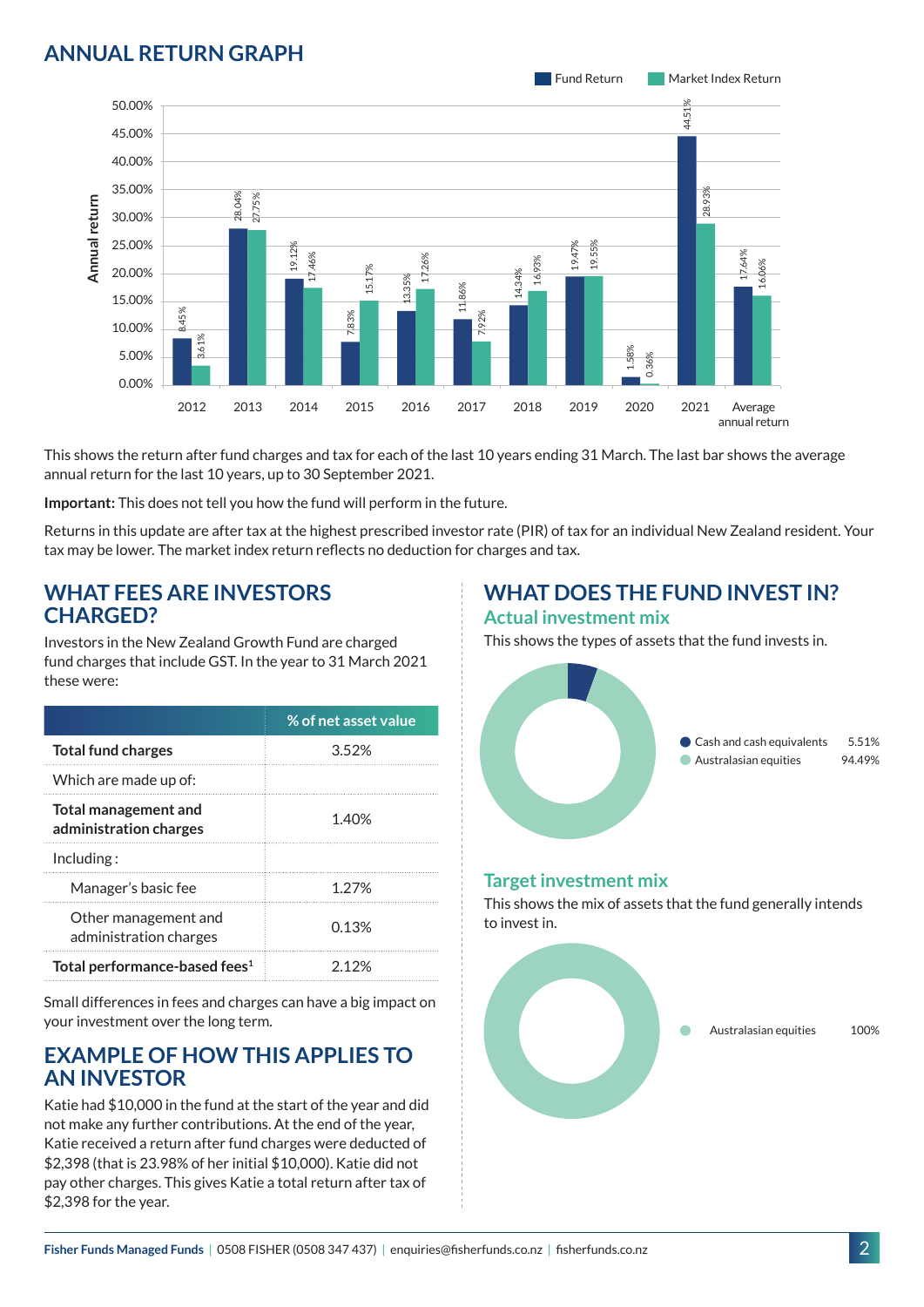## ANNUAL RETURN GRAPH

| Year | Fund Return | Market Index Return |
|---|---|---|
| 2012 | 8.45% | 3.61% |
| 2013 | 28.04% | 27.75% |
| 2014 | 19.12% | 17.46% |
| 2015 | 7.83% | 15.17% |
| 2016 | 13.35% | 17.26% |
| 2017 | 11.86% | 7.92% |
| 2018 | 14.34% | 16.93% |
| 2019 | 19.47% | 19.55% |
| 2020 | 1.58% | 0.36% |
| 2021 | 44.51% | 28.93% |
| Average annual return | 17.64% | 16.06% |

This shows the return after fund charges and tax for each of the last 10 years ending 31 March. The last bar shows the average annual return for the last 10 years, up to 30 September 2021.

**Important:** This does not tell you how the fund will perform in the future.

Returns in this update are after tax at the highest prescribed investor rate (PIR) of tax for an individual New Zealand resident. Your tax may be lower. The market index return reflects no deduction for charges and tax.

## WHAT FEES ARE INVESTORS CHARGED?

Investors in the New Zealand Growth Fund are charged fund charges that include GST. In the year to 31 March 2021 these were:

| | % of net asset value |
|---|---|
| **Total fund charges** | 3.52% |
| Which are made up of: | |
| **Total management and administration charges** | 1.40% |
| Including : | |
| Manager's basic fee | 1.27% |
| Other management and administration charges | 0.13% |
| **Total performance-based fees[1]** | 2.12% |

Small differences in fees and charges can have a big impact on your investment over the long term.

## EXAMPLE OF HOW THIS APPLIES TO AN INVESTOR

Katie had $10,000 in the fund at the start of the year and did not make any further contributions. At the end of the year, Katie received a return after fund charges were deducted of $2,398 (that is 23.98% of her initial $10,000). Katie did not pay other charges. This gives Katie a total return after tax of $2,398 for the year.

## WHAT DOES THE FUND INVEST IN?

### Actual investment mix

This shows the types of assets that the fund invests in.

| Asset | % |
|---|---|
| Cash and cash equivalents | 5.51% |
| Australasian equities | 94.49% |

### Target investment mix

This shows the mix of assets that the fund generally intends to invest in.

| Asset | % |
|---|---|
| Australasian equities | 100% |

Fisher Funds Managed Funds | 0508 FISHER (0508 347 437) | enquiries@fisherfunds.co.nz | fisherfunds.co.nz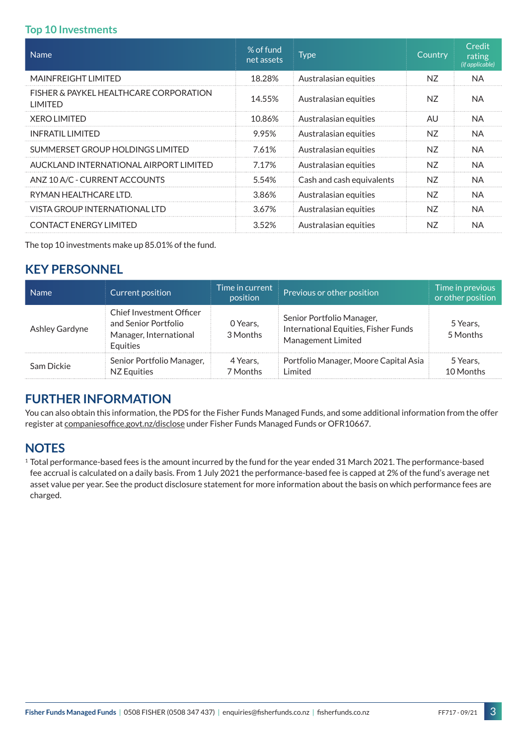## Top 10 Investments

| Name | % of fund net assets | Type | Country | Credit rating *(if applicable)* |
|---|---|---|---|---|
| MAINFREIGHT LIMITED | 18.28% | Australasian equities | NZ | NA |
| FISHER & PAYKEL HEALTHCARE CORPORATION LIMITED | 14.55% | Australasian equities | NZ | NA |
| XERO LIMITED | 10.86% | Australasian equities | AU | NA |
| INFRATIL LIMITED | 9.95% | Australasian equities | NZ | NA |
| SUMMERSET GROUP HOLDINGS LIMITED | 7.61% | Australasian equities | NZ | NA |
| AUCKLAND INTERNATIONAL AIRPORT LIMITED | 7.17% | Australasian equities | NZ | NA |
| ANZ 10 A/C - CURRENT ACCOUNTS | 5.54% | Cash and cash equivalents | NZ | NA |
| RYMAN HEALTHCARE LTD. | 3.86% | Australasian equities | NZ | NA |
| VISTA GROUP INTERNATIONAL LTD | 3.67% | Australasian equities | NZ | NA |
| CONTACT ENERGY LIMITED | 3.52% | Australasian equities | NZ | NA |

The top 10 investments make up 85.01% of the fund.

## KEY PERSONNEL

| Name | Current position | Time in current position | Previous or other position | Time in previous or other position |
|---|---|---|---|---|
| Ashley Gardyne | Chief Investment Officer and Senior Portfolio Manager, International Equities | 0 Years, 3 Months | Senior Portfolio Manager, International Equities, Fisher Funds Management Limited | 5 Years, 5 Months |
| Sam Dickie | Senior Portfolio Manager, NZ Equities | 4 Years, 7 Months | Portfolio Manager, Moore Capital Asia Limited | 5 Years, 10 Months |

## FURTHER INFORMATION

You can also obtain this information, the PDS for the Fisher Funds Managed Funds, and some additional information from the offer register at companiesoffice.govt.nz/disclose under Fisher Funds Managed Funds or OFR10667.

## NOTES

[1] Total performance-based fees is the amount incurred by the fund for the year ended 31 March 2021. The performance-based fee accrual is calculated on a daily basis. From 1 July 2021 the performance-based fee is capped at 2% of the fund's average net asset value per year. See the product disclosure statement for more information about the basis on which performance fees are charged.